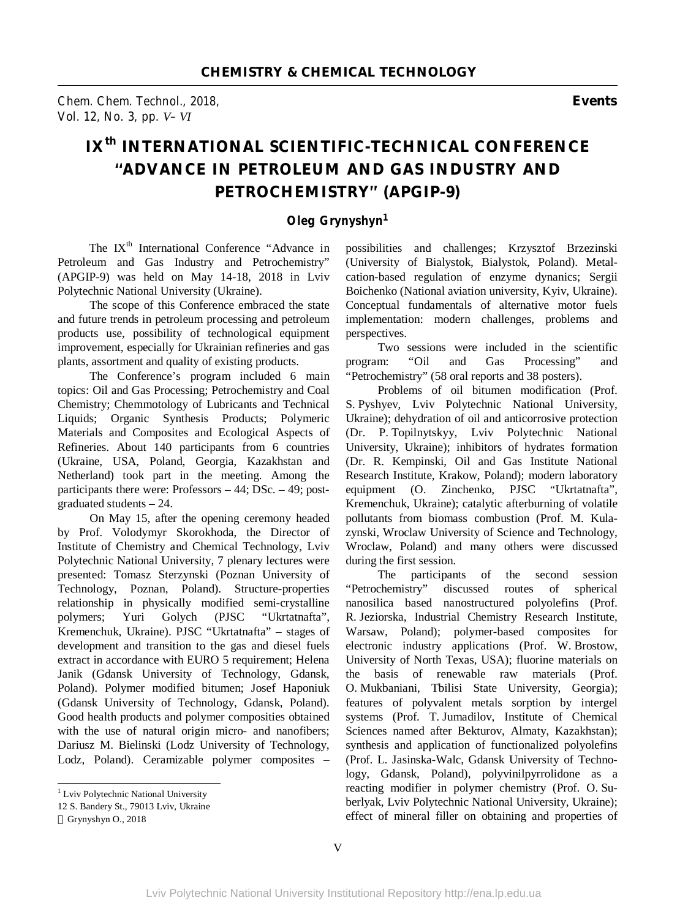# IX[th] INTERNATIONAL SCIENTIFIC-TECHNICAL CONFERENCE "ADVANCE IN PETROLEUM AND GAS INDUSTRY AND PETROCHEMISTRY" (APGIP-9)

**Oleg Grynyshyn[1]**

The IX[th] International Conference "Advance in Petroleum and Gas Industry and Petrochemistry" (APGIP-9) was held on May 14-18, 2018 in Lviv Polytechnic National University (Ukraine).

The scope of this Conference embraced the state and future trends in petroleum processing and petroleum products use, possibility of technological equipment improvement, especially for Ukrainian refineries and gas plants, assortment and quality of existing products.

The Conference's program included 6 main topics: Oil and Gas Processing; Petrochemistry and Coal Chemistry; Chemmotology of Lubricants and Technical Liquids; Organic Synthesis Products; Polymeric Materials and Composites and Ecological Aspects of Refineries. About 140 participants from 6 countries (Ukraine, USA, Poland, Georgia, Kazakhstan and Netherland) took part in the meeting. Among the participants there were: Professors – 44; DSc. – 49; post-graduated students – 24.

On May 15, after the opening ceremony headed by Prof. Volodymyr Skorokhoda, the Director of Institute of Chemistry and Chemical Technology, Lviv Polytechnic National University, 7 plenary lectures were presented: Tomasz Sterzynski (Poznan University of Technology, Poznan, Poland). Structure-properties relationship in physically modified semi-crystalline polymers; Yuri Golych (PJSC "Ukrtatnafta", Kremenchuk, Ukraine). PJSC "Ukrtatnafta" – stages of development and transition to the gas and diesel fuels extract in accordance with EURO 5 requirement; Helena Janik (Gdansk University of Technology, Gdansk, Poland). Polymer modified bitumen; Josef Haponiuk (Gdansk University of Technology, Gdansk, Poland). Good health products and polymer composities obtained with the use of natural origin micro- and nanofibers; Dariusz M. Bielinski (Lodz University of Technology, Lodz, Poland). Ceramizable polymer composites – possibilities and challenges; Krzysztof Brzezinski (University of Bialystok, Bialystok, Poland). Metalcation-based regulation of enzyme dynamics; Sergii Boichenko (National aviation university, Kyiv, Ukraine). Conceptual fundamentals of alternative motor fuels implementation: modern challenges, problems and perspectives.

Two sessions were included in the scientific program: "Oil and Gas Processing" and "Petrochemistry" (58 oral reports and 38 posters).

Problems of oil bitumen modification (Prof. S. Pyshyev, Lviv Polytechnic National University, Ukraine); dehydration of oil and anticorrosive protection (Dr. P. Topilnytskyy, Lviv Polytechnic National University, Ukraine); inhibitors of hydrates formation (Dr. R. Kempinski, Oil and Gas Institute National Research Institute, Krakow, Poland); modern laboratory equipment (O. Zinchenko, PJSC "Ukrtatnafta", Kremenchuk, Ukraine); catalytic afterburning of volatile pollutants from biomass combustion (Prof. M. Kulazynski, Wroclaw University of Science and Technology, Wroclaw, Poland) and many others were discussed during the first session.

The participants of the second session "Petrochemistry" discussed routes of spherical nanosilica based nanostructured polyolefins (Prof. R. Jeziorska, Industrial Chemistry Research Institute, Warsaw, Poland); polymer-based composites for electronic industry applications (Prof. W. Brostow, University of North Texas, USA); fluorine materials on the basis of renewable raw materials (Prof. O. Mukbaniani, Tbilisi State University, Georgia); features of polyvalent metals sorption by intergel systems (Prof. T. Jumadilov, Institute of Chemical Sciences named after Bekturov, Almaty, Kazakhstan); synthesis and application of functionalized polyolefins (Prof. L. Jasinska-Walc, Gdansk University of Technology, Gdansk, Poland), polyvinilpyrrolidone as a reacting modifier in polymer chemistry (Prof. O. Suberlyak, Lviv Polytechnic National University, Ukraine); effect of mineral filler on obtaining and properties of

---

[1] Lviv Polytechnic National University
12 S. Bandery St., 79013 Lviv, Ukraine
© Grynyshyn O., 2018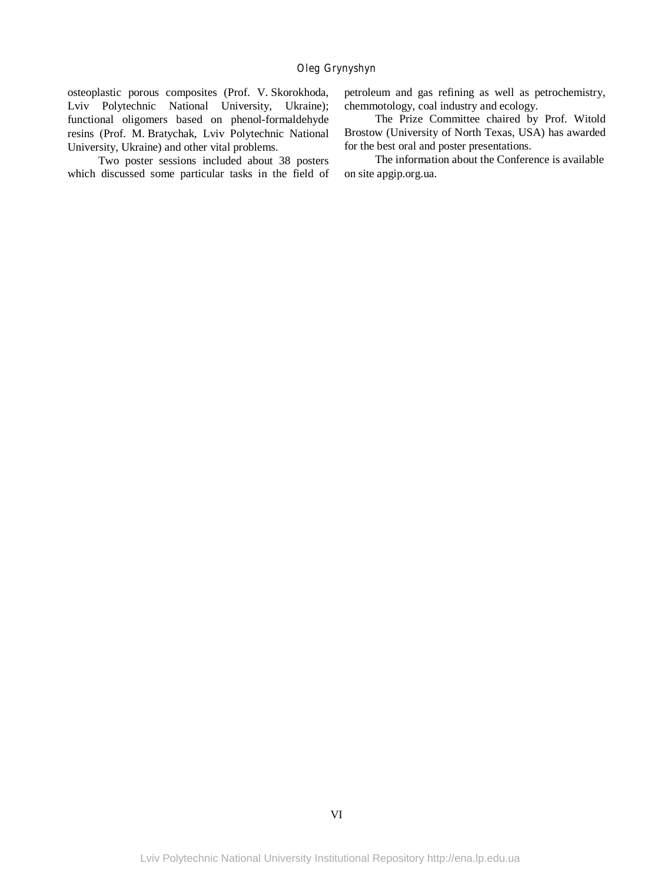osteoplastic porous composites (Prof. V. Skorokhoda, Lviv Polytechnic National University, Ukraine); functional oligomers based on phenol-formaldehyde resins (Prof. M. Bratychak, Lviv Polytechnic National University, Ukraine) and other vital problems.

Two poster sessions included about 38 posters which discussed some particular tasks in the field of petroleum and gas refining as well as petrochemistry, chemmotology, coal industry and ecology.

The Prize Committee chaired by Prof. Witold Brostow (University of North Texas, USA) has awarded for the best oral and poster presentations.

The information about the Conference is available on site apgip.org.ua.